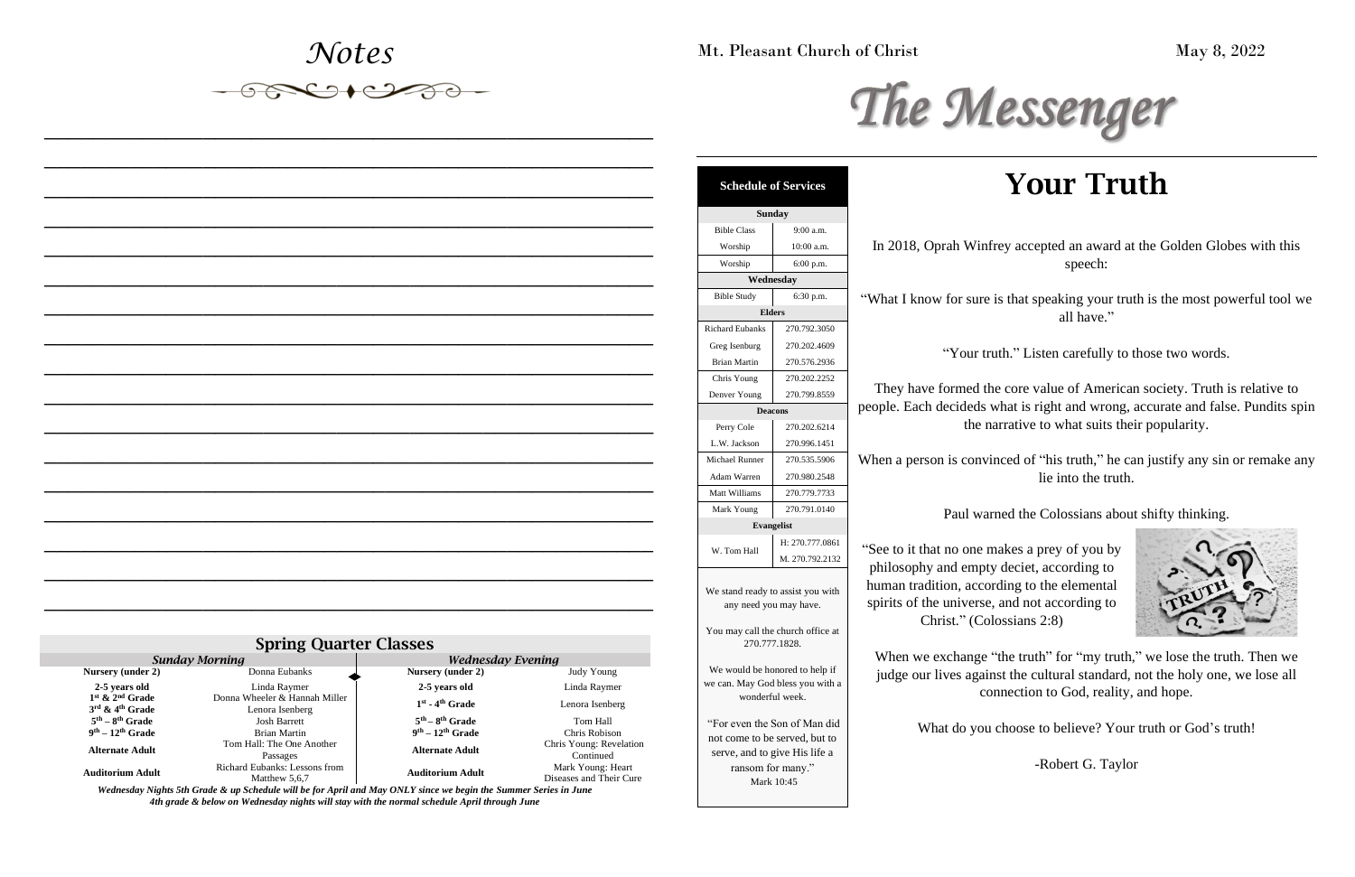# Notes

## Spring Quarter Classes

| *Sunday Morning* | | *Wednesday Evening* | |
|---|---|---|---|
| **Nursery (under 2)** | Donna Eubanks | **Nursery (under 2)** | Judy Young |
| **2-5 years old** | Linda Raymer | **2-5 years old** | Linda Raymer |
| **1st & 2nd Grade** | Donna Wheeler & Hannah Miller | **1st - 4th Grade** | Lenora Isenberg |
| **3rd & 4th Grade** | Lenora Isenberg | | |
| **5th – 8th Grade** | Josh Barrett | **5th – 8th Grade** | Tom Hall |
| **9th – 12th Grade** | Brian Martin | **9th – 12th Grade** | Chris Robison |
| **Alternate Adult** | Tom Hall: The One Another Passages | **Alternate Adult** | Chris Young: Revelation Continued |
| **Auditorium Adult** | Richard Eubanks: Lessons from Matthew 5,6,7 | **Auditorium Adult** | Mark Young: Heart Diseases and Their Cure |

***Wednesday Nights 5th Grade & up Schedule will be for April and May ONLY since we begin the Summer Series in June***
***4th grade & below on Wednesday nights will stay with the normal schedule April through June***

Mt. Pleasant Church of Christ

May 8, 2022

# The Messenger

| **Schedule of Services** | |
|---|---|
| **Sunday** | |
| Bible Class | 9:00 a.m. |
| Worship | 10:00 a.m. |
| Worship | 6:00 p.m. |
| **Wednesday** | |
| Bible Study | 6:30 p.m. |
| **Elders** | |
| Richard Eubanks | 270.792.3050 |
| Greg Isenburg | 270.202.4609 |
| Brian Martin | 270.576.2936 |
| Chris Young | 270.202.2252 |
| Denver Young | 270.799.8559 |
| **Deacons** | |
| Perry Cole | 270.202.6214 |
| L.W. Jackson | 270.996.1451 |
| Michael Runner | 270.535.5906 |
| Adam Warren | 270.980.2548 |
| Matt Williams | 270.779.7733 |
| Mark Young | 270.791.0140 |
| **Evangelist** | |
| W. Tom Hall | H: 270.777.0861<br>M. 270.792.2132 |

We stand ready to assist you with any need you may have.

You may call the church office at 270.777.1828.

We would be honored to help if we can. May God bless you with a wonderful week.

"For even the Son of Man did not come to be served, but to serve, and to give His life a ransom for many."
Mark 10:45

# Your Truth

In 2018, Oprah Winfrey accepted an award at the Golden Globes with this speech:

"What I know for sure is that speaking your truth is the most powerful tool we all have."

"Your truth." Listen carefully to those two words.

They have formed the core value of American society. Truth is relative to people. Each decideds what is right and wrong, accurate and false. Pundits spin the narrative to what suits their popularity.

When a person is convinced of "his truth," he can justify any sin or remake any lie into the truth.

Paul warned the Colossians about shifty thinking.

"See to it that no one makes a prey of you by philosophy and empty deciet, according to human tradition, according to the elemental spirits of the universe, and not according to Christ." (Colossians 2:8)

When we exchange "the truth" for "my truth," we lose the truth. Then we judge our lives against the cultural standard, not the holy one, we lose all connection to God, reality, and hope.

What do you choose to believe? Your truth or God's truth!

-Robert G. Taylor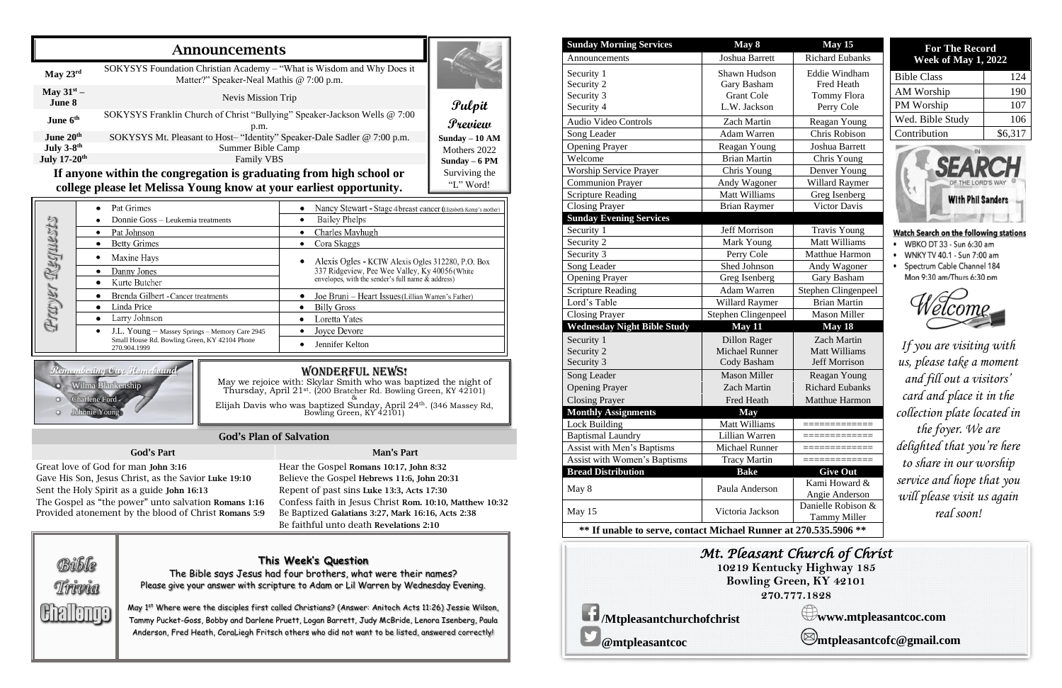# Announcements

| | |
|---|---|
| May 23rd | SOKYSYS Foundation Christian Academy – "What is Wisdom and Why Does it Matter?" Speaker-Neal Mathis @ 7:00 p.m. |
| May 31st – June 8 | Nevis Mission Trip |
| June 6th | SOKYSYS Franklin Church of Christ "Bullying" Speaker-Jackson Wells @ 7:00 p.m. |
| June 20th | SOKYSYS Mt. Pleasant to Host– "Identity" Speaker-Dale Sadler @ 7:00 p.m. |
| July 3-8th | Summer Bible Camp |
| July 17-20th | Family VBS |

**If anyone within the congregation is graduating from high school or college please let Melissa Young know at your earliest opportunity.**

## Pulpit Preview

**Sunday – 10 AM**
Mothers 2022

**Sunday – 6 PM**
Surviving the "L" Word!

## Prayer Requests

- Pat Grimes
- Donnie Goss – Leukemia treatments
- Pat Johnson
- Betty Grimes
- Maxine Hays
- Danny Jones
- Kurte Butcher
- Brenda Gilbert - Cancer treatments
- Linda Price
- Larry Johnson
- J.L. Young – Massey Springs – Memory Care 2945 Small House Rd. Bowling Green, KY 42104 Phone 270.904.1999
- Nancy Stewart - Stage 4 breast cancer (Elizabeth Kemp's mother)
- Bailey Phelps
- Charles Mayhugh
- Cora Skaggs
- Alexis Ogles - KCIW Alexis Ogles 312280, P.O. Box 337 Ridgeview, Pee Wee Valley, Ky 40056 (White envelopes, with the sender's full name & address)
- Joe Bruni – Heart Issues (Lillian Warren's Father)
- Billy Gross
- Loretta Yates
- Joyce Devore
- Jennifer Kelton

## Remembering Our Homebound

- Wilma Blankenship
- Charlene Ford
- Johnnie Young

## WONDERFUL NEWS!

May we rejoice with: Skylar Smith who was baptized the night of Thursday, April 21st. (200 Bratcher Rd. Bowling Green, KY 42101)
&
Elijah Davis who was baptized Sunday, April 24th. (346 Massey Rd, Bowling Green, KY 42101)

## God's Plan of Salvation

| God's Part | Man's Part |
|---|---|
| Great love of God for man **John 3:16** | Hear the Gospel **Romans 10:17, John 8:32** |
| Gave His Son, Jesus Christ, as the Savior **Luke 19:10** | Believe the Gospel **Hebrews 11:6, John 20:31** |
| Sent the Holy Spirit as a guide **John 16:13** | Repent of past sins **Luke 13:3, Acts 17:30** |
| The Gospel as "the power" unto salvation **Romans 1:16** | Confess faith in Jesus Christ **Rom. 10:10, Matthew 10:32** |
| Provided atonement by the blood of Christ **Romans 5:9** | Be Baptized **Galatians 3:27, Mark 16:16, Acts 2:38** |
| | Be faithful unto death **Revelations 2:10** |

## Bible Trivia Challenge

**This Week's Question**

The Bible says Jesus had four brothers, what were their names?
Please give your answer with scripture to Adam or Lil Warren by Wednesday Evening.

May 1st Where were the disciples first called Christians? (Answer: Anitoch Acts 11:26) Jessie Wilson, Tammy Pucket-Goss, Bobby and Darlene Pruett, Logan Barrett, Judy McBride, Lenora Isenberg, Paula Anderson, Fred Heath, CoraLiegh Fritsch others who did not want to be listed, answered correctly!

| Sunday Morning Services | May 8 | May 15 |
|---|---|---|
| Announcements | Joshua Barrett | Richard Eubanks |
| Security 1 | Shawn Hudson | Eddie Windham |
| Security 2 | Gary Basham | Fred Heath |
| Security 3 | Grant Cole | Tommy Flora |
| Security 4 | L.W. Jackson | Perry Cole |
| Audio Video Controls | Zach Martin | Reagan Young |
| Song Leader | Adam Warren | Chris Robison |
| Opening Prayer | Reagan Young | Joshua Barrett |
| Welcome | Brian Martin | Chris Young |
| Worship Service Prayer | Chris Young | Denver Young |
| Communion Prayer | Andy Wagoner | Willard Raymer |
| Scripture Reading | Matt Williams | Greg Isenberg |
| Closing Prayer | Brian Raymer | Victor Davis |
| **Sunday Evening Services** | | |
| Security 1 | Jeff Morrison | Travis Young |
| Security 2 | Mark Young | Matt Williams |
| Security 3 | Perry Cole | Matthue Harmon |
| Song Leader | Shed Johnson | Andy Wagoner |
| Opening Prayer | Greg Isenberg | Gary Basham |
| Scripture Reading | Adam Warren | Stephen Clingenpeel |
| Lord's Table | Willard Raymer | Brian Martin |
| Closing Prayer | Stephen Clingenpeel | Mason Miller |
| **Wednesday Night Bible Study** | **May 11** | **May 18** |
| Security 1 | Dillon Rager | Zach Martin |
| Security 2 | Michael Runner | Matt Williams |
| Security 3 | Cody Basham | Jeff Morrison |
| Song Leader | Mason Miller | Reagan Young |
| Opening Prayer | Zach Martin | Richard Eubanks |
| Closing Prayer | Fred Heath | Matthue Harmon |
| **Monthly Assignments** | **May** | |
| Lock Building | Matt Williams | ============ |
| Baptismal Laundry | Lillian Warren | ============ |
| Assist with Men's Baptisms | Michael Runner | ============ |
| Assist with Women's Baptisms | Tracy Martin | ============ |
| **Bread Distribution** | **Bake** | **Give Out** |
| May 8 | Paula Anderson | Kami Howard & Angie Anderson |
| May 15 | Victoria Jackson | Danielle Robison & Tammy Miller |

**\*\* If unable to serve, contact Michael Runner at 270.535.5906 \*\***

| For The Record Week of May 1, 2022 | |
|---|---|
| Bible Class | 124 |
| AM Worship | 190 |
| PM Worship | 107 |
| Wed. Bible Study | 106 |
| Contribution | $6,317 |

IN SEARCH OF THE LORD'S WAY With Phil Sanders

**Watch Search on the following stations**

- WBKO DT 33 - Sun 6:30 am
- WNKY TV 40.1 - Sun 7:00 am
- Spectrum Cable Channel 184 Mon 9:30 am/Thurs 6:30 pm

## Welcome

*If you are visiting with us, please take a moment and fill out a visitors' card and place it in the collection plate located in the foyer. We are delighted that you're here to share in our worship service and hope that you will please visit us again real soon!*

## Mt. Pleasant Church of Christ

10219 Kentucky Highway 185
Bowling Green, KY 42101
270.777.1828

**/Mtpleasantchurchofchrist**
**www.mtpleasantcoc.com**
**@mtpleasantcoc**
**mtpleasantcofc@gmail.com**